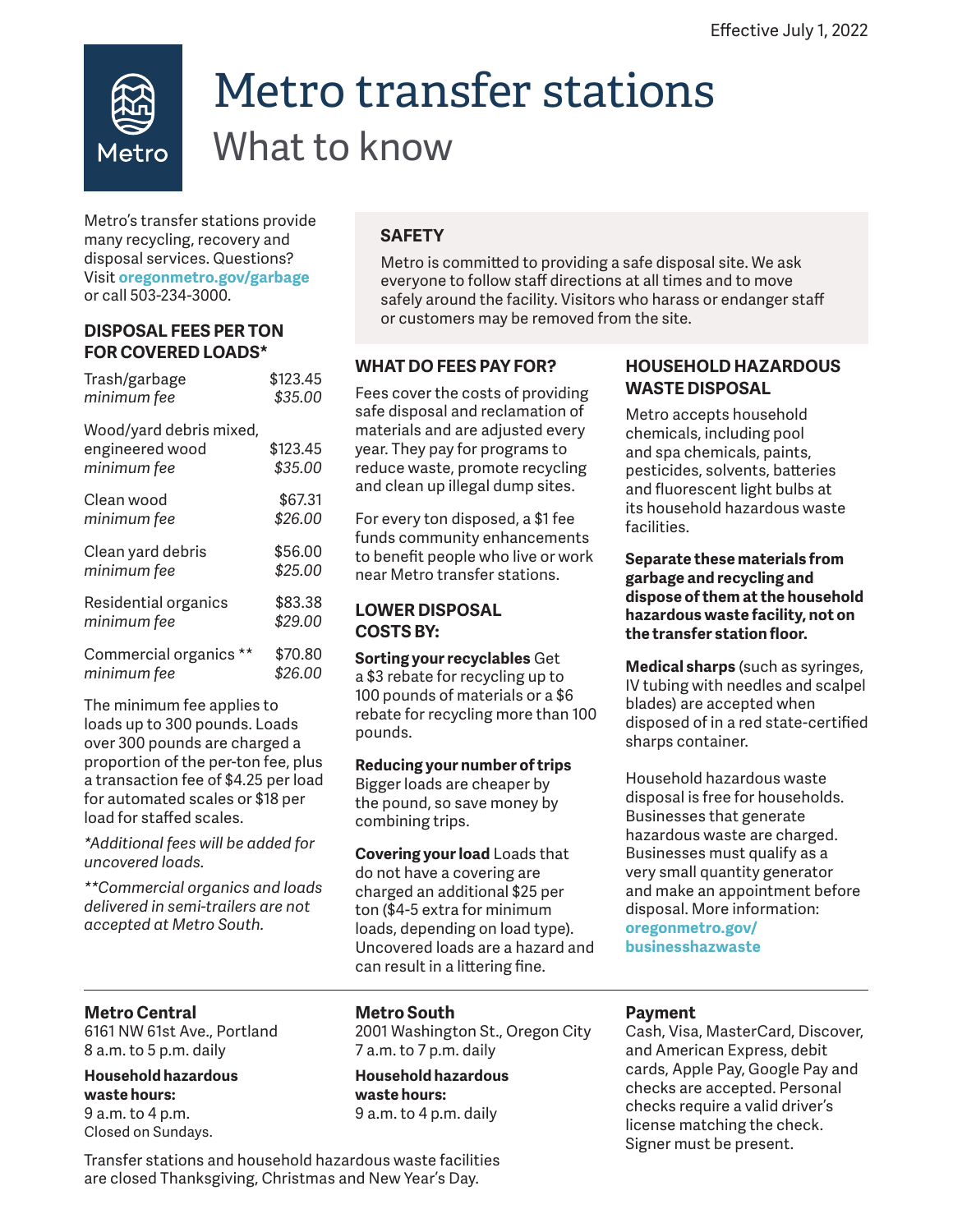Effective July 1, 2022

# Metro transfer stations

## What to know

Metro's transfer stations provide many recycling, recovery and disposal services. Questions? Visit **oregonmetro.gov/garbage** or call 503-234-3000.

### DISPOSAL FEES PER TON FOR COVERED LOADS*

| | |
|---|---|
| Trash/garbage | $123.45 |
| *minimum fee* | *$35.00* |
| Wood/yard debris mixed, engineered wood | $123.45 |
| *minimum fee* | *$35.00* |
| Clean wood | $67.31 |
| *minimum fee* | *$26.00* |
| Clean yard debris | $56.00 |
| *minimum fee* | *$25.00* |
| Residential organics | $83.38 |
| *minimum fee* | *$29.00* |
| Commercial organics ** | $70.80 |
| *minimum fee* | *$26.00* |

The minimum fee applies to loads up to 300 pounds. Loads over 300 pounds are charged a proportion of the per-ton fee, plus a transaction fee of $4.25 per load for automated scales or $18 per load for staffed scales.

*\*Additional fees will be added for uncovered loads.*

*\*\*Commercial organics and loads delivered in semi-trailers are not accepted at Metro South.*

### SAFETY

Metro is committed to providing a safe disposal site. We ask everyone to follow staff directions at all times and to move safely around the facility. Visitors who harass or endanger staff or customers may be removed from the site.

### WHAT DO FEES PAY FOR?

Fees cover the costs of providing safe disposal and reclamation of materials and are adjusted every year. They pay for programs to reduce waste, promote recycling and clean up illegal dump sites.

For every ton disposed, a $1 fee funds community enhancements to benefit people who live or work near Metro transfer stations.

### LOWER DISPOSAL COSTS BY:

**Sorting your recyclables** Get a $3 rebate for recycling up to 100 pounds of materials or a $6 rebate for recycling more than 100 pounds.

**Reducing your number of trips** Bigger loads are cheaper by the pound, so save money by combining trips.

**Covering your load** Loads that do not have a covering are charged an additional $25 per ton ($4-5 extra for minimum loads, depending on load type). Uncovered loads are a hazard and can result in a littering fine.

### HOUSEHOLD HAZARDOUS WASTE DISPOSAL

Metro accepts household chemicals, including pool and spa chemicals, paints, pesticides, solvents, batteries and fluorescent light bulbs at its household hazardous waste facilities.

**Separate these materials from garbage and recycling and dispose of them at the household hazardous waste facility, not on the transfer station floor.**

**Medical sharps** (such as syringes, IV tubing with needles and scalpel blades) are accepted when disposed of in a red state-certified sharps container.

Household hazardous waste disposal is free for households. Businesses that generate hazardous waste are charged. Businesses must qualify as a very small quantity generator and make an appointment before disposal. More information: **oregonmetro.gov/businesshazwaste**

---

**Metro Central**
6161 NW 61st Ave., Portland
8 a.m. to 5 p.m. daily

**Household hazardous waste hours:**
9 a.m. to 4 p.m.
Closed on Sundays.

**Metro South**
2001 Washington St., Oregon City
7 a.m. to 7 p.m. daily

**Household hazardous waste hours:**
9 a.m. to 4 p.m. daily

**Payment**
Cash, Visa, MasterCard, Discover, and American Express, debit cards, Apple Pay, Google Pay and checks are accepted. Personal checks require a valid driver's license matching the check. Signer must be present.

Transfer stations and household hazardous waste facilities are closed Thanksgiving, Christmas and New Year's Day.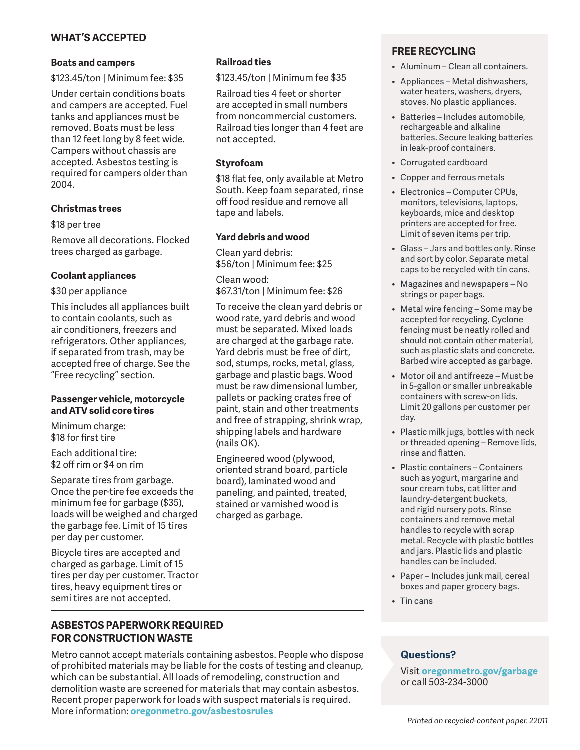## WHAT'S ACCEPTED

### Boats and campers

$123.45/ton | Minimum fee: $35

Under certain conditions boats and campers are accepted. Fuel tanks and appliances must be removed. Boats must be less than 12 feet long by 8 feet wide. Campers without chassis are accepted. Asbestos testing is required for campers older than 2004.

### Christmas trees

$18 per tree

Remove all decorations. Flocked trees charged as garbage.

### Coolant appliances

$30 per appliance

This includes all appliances built to contain coolants, such as air conditioners, freezers and refrigerators. Other appliances, if separated from trash, may be accepted free of charge. See the "Free recycling" section.

### Passenger vehicle, motorcycle and ATV solid core tires

Minimum charge:
$18 for first tire

Each additional tire:
$2 off rim or $4 on rim

Separate tires from garbage. Once the per-tire fee exceeds the minimum fee for garbage ($35), loads will be weighed and charged the garbage fee. Limit of 15 tires per day per customer.

Bicycle tires are accepted and charged as garbage. Limit of 15 tires per day per customer. Tractor tires, heavy equipment tires or semi tires are not accepted.

### Railroad ties

$123.45/ton | Minimum fee $35

Railroad ties 4 feet or shorter are accepted in small numbers from noncommercial customers. Railroad ties longer than 4 feet are not accepted.

### Styrofoam

$18 flat fee, only available at Metro South. Keep foam separated, rinse off food residue and remove all tape and labels.

### Yard debris and wood

Clean yard debris:
$56/ton | Minimum fee: $25

Clean wood:
$67.31/ton | Minimum fee: $26

To receive the clean yard debris or wood rate, yard debris and wood must be separated. Mixed loads are charged at the garbage rate. Yard debris must be free of dirt, sod, stumps, rocks, metal, glass, garbage and plastic bags. Wood must be raw dimensional lumber, pallets or packing crates free of paint, stain and other treatments and free of strapping, shrink wrap, shipping labels and hardware (nails OK).

Engineered wood (plywood, oriented strand board, particle board), laminated wood and paneling, and painted, treated, stained or varnished wood is charged as garbage.

## ASBESTOS PAPERWORK REQUIRED FOR CONSTRUCTION WASTE

Metro cannot accept materials containing asbestos. People who dispose of prohibited materials may be liable for the costs of testing and cleanup, which can be substantial. All loads of remodeling, construction and demolition waste are screened for materials that may contain asbestos. Recent proper paperwork for loads with suspect materials is required. More information: **oregonmetro.gov/asbestosrules**

## FREE RECYCLING

- Aluminum – Clean all containers.
- Appliances – Metal dishwashers, water heaters, washers, dryers, stoves. No plastic appliances.
- Batteries – Includes automobile, rechargeable and alkaline batteries. Secure leaking batteries in leak-proof containers.
- Corrugated cardboard
- Copper and ferrous metals
- Electronics – Computer CPUs, monitors, televisions, laptops, keyboards, mice and desktop printers are accepted for free. Limit of seven items per trip.
- Glass – Jars and bottles only. Rinse and sort by color. Separate metal caps to be recycled with tin cans.
- Magazines and newspapers – No strings or paper bags.
- Metal wire fencing – Some may be accepted for recycling. Cyclone fencing must be neatly rolled and should not contain other material, such as plastic slats and concrete. Barbed wire accepted as garbage.
- Motor oil and antifreeze – Must be in 5-gallon or smaller unbreakable containers with screw-on lids. Limit 20 gallons per customer per day.
- Plastic milk jugs, bottles with neck or threaded opening – Remove lids, rinse and flatten.
- Plastic containers – Containers such as yogurt, margarine and sour cream tubs, cat litter and laundry-detergent buckets, and rigid nursery pots. Rinse containers and remove metal handles to recycle with scrap metal. Recycle with plastic bottles and jars. Plastic lids and plastic handles can be included.
- Paper – Includes junk mail, cereal boxes and paper grocery bags.
- Tin cans

### Questions?

Visit **oregonmetro.gov/garbage** or call 503-234-3000

*Printed on recycled-content paper. 22011*